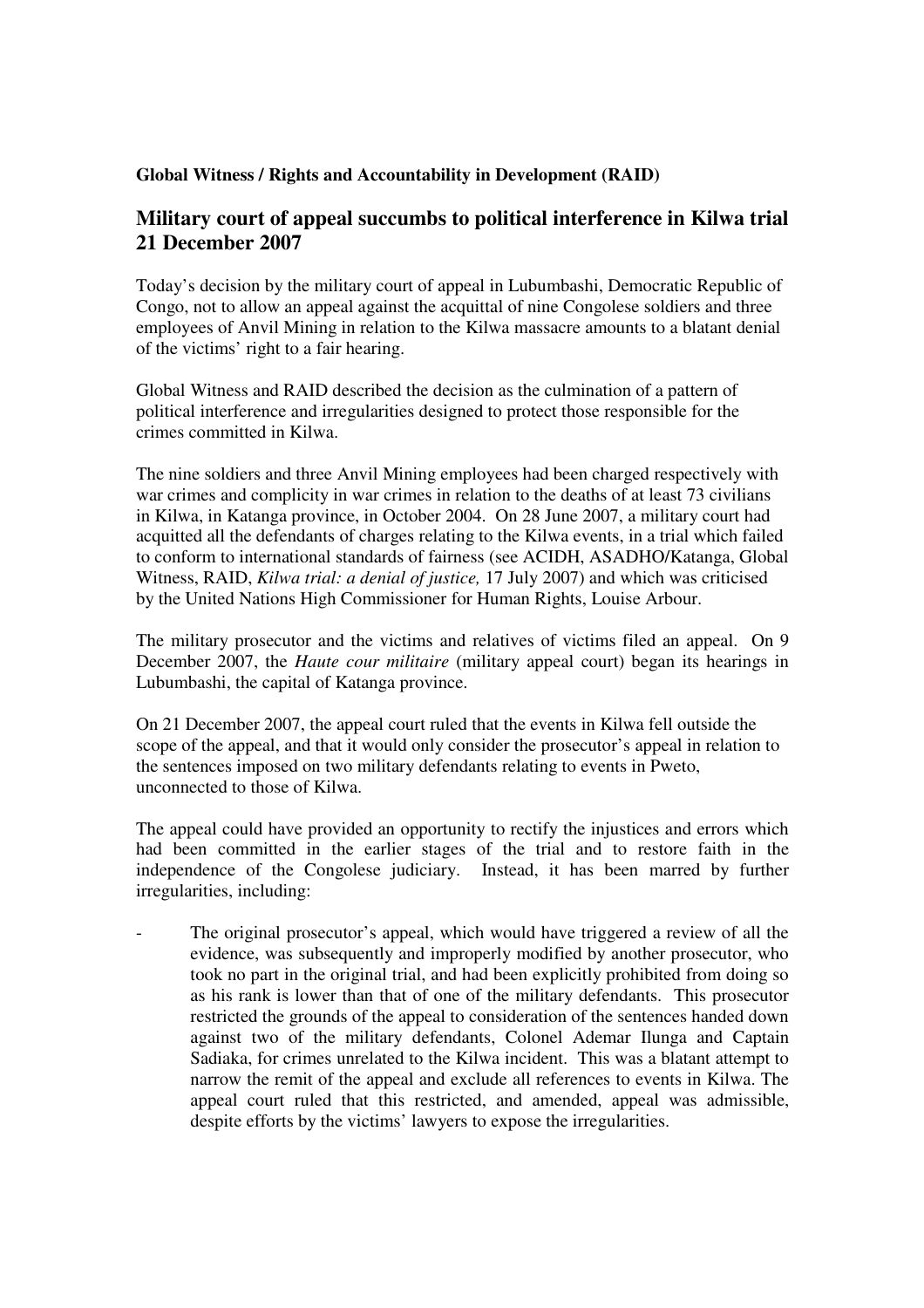**Global Witness / Rights and Accountability in Development (RAID)**

## Military court of appeal succumbs to political interference in Kilwa trial 21 December 2007

Today's decision by the military court of appeal in Lubumbashi, Democratic Republic of Congo, not to allow an appeal against the acquittal of nine Congolese soldiers and three employees of Anvil Mining in relation to the Kilwa massacre amounts to a blatant denial of the victims' right to a fair hearing.

Global Witness and RAID described the decision as the culmination of a pattern of political interference and irregularities designed to protect those responsible for the crimes committed in Kilwa.

The nine soldiers and three Anvil Mining employees had been charged respectively with war crimes and complicity in war crimes in relation to the deaths of at least 73 civilians in Kilwa, in Katanga province, in October 2004. On 28 June 2007, a military court had acquitted all the defendants of charges relating to the Kilwa events, in a trial which failed to conform to international standards of fairness (see ACIDH, ASADHO/Katanga, Global Witness, RAID, *Kilwa trial: a denial of justice,* 17 July 2007) and which was criticised by the United Nations High Commissioner for Human Rights, Louise Arbour.

The military prosecutor and the victims and relatives of victims filed an appeal. On 9 December 2007, the *Haute cour militaire* (military appeal court) began its hearings in Lubumbashi, the capital of Katanga province.

On 21 December 2007, the appeal court ruled that the events in Kilwa fell outside the scope of the appeal, and that it would only consider the prosecutor's appeal in relation to the sentences imposed on two military defendants relating to events in Pweto, unconnected to those of Kilwa.

The appeal could have provided an opportunity to rectify the injustices and errors which had been committed in the earlier stages of the trial and to restore faith in the independence of the Congolese judiciary. Instead, it has been marred by further irregularities, including:

- The original prosecutor's appeal, which would have triggered a review of all the evidence, was subsequently and improperly modified by another prosecutor, who took no part in the original trial, and had been explicitly prohibited from doing so as his rank is lower than that of one of the military defendants. This prosecutor restricted the grounds of the appeal to consideration of the sentences handed down against two of the military defendants, Colonel Ademar Ilunga and Captain Sadiaka, for crimes unrelated to the Kilwa incident. This was a blatant attempt to narrow the remit of the appeal and exclude all references to events in Kilwa. The appeal court ruled that this restricted, and amended, appeal was admissible, despite efforts by the victims' lawyers to expose the irregularities.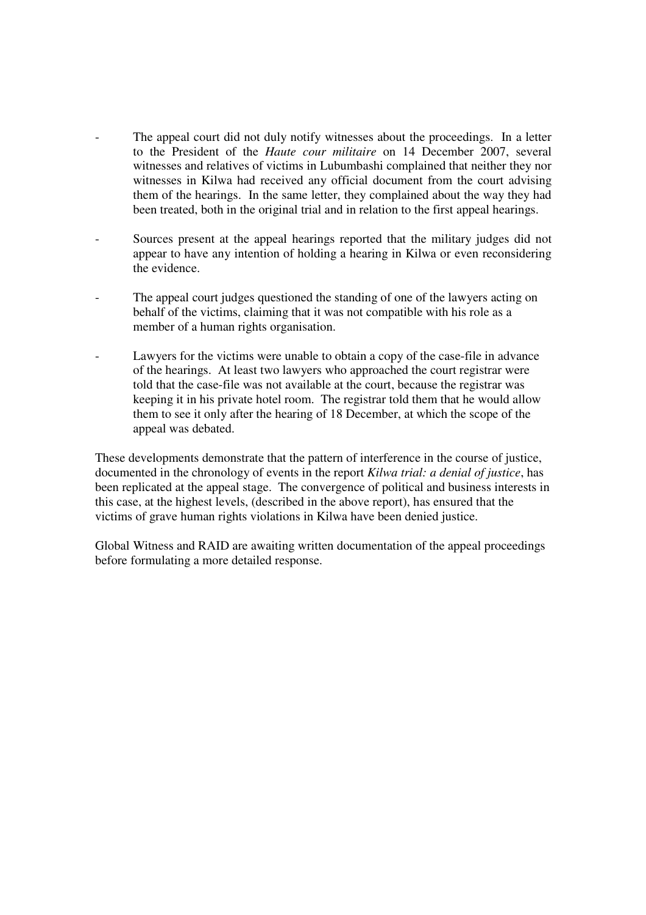- The appeal court did not duly notify witnesses about the proceedings. In a letter to the President of the *Haute cour militaire* on 14 December 2007, several witnesses and relatives of victims in Lubumbashi complained that neither they nor witnesses in Kilwa had received any official document from the court advising them of the hearings. In the same letter, they complained about the way they had been treated, both in the original trial and in relation to the first appeal hearings.

- Sources present at the appeal hearings reported that the military judges did not appear to have any intention of holding a hearing in Kilwa or even reconsidering the evidence.

- The appeal court judges questioned the standing of one of the lawyers acting on behalf of the victims, claiming that it was not compatible with his role as a member of a human rights organisation.

- Lawyers for the victims were unable to obtain a copy of the case-file in advance of the hearings. At least two lawyers who approached the court registrar were told that the case-file was not available at the court, because the registrar was keeping it in his private hotel room. The registrar told them that he would allow them to see it only after the hearing of 18 December, at which the scope of the appeal was debated.

These developments demonstrate that the pattern of interference in the course of justice, documented in the chronology of events in the report *Kilwa trial: a denial of justice*, has been replicated at the appeal stage. The convergence of political and business interests in this case, at the highest levels, (described in the above report), has ensured that the victims of grave human rights violations in Kilwa have been denied justice.

Global Witness and RAID are awaiting written documentation of the appeal proceedings before formulating a more detailed response.